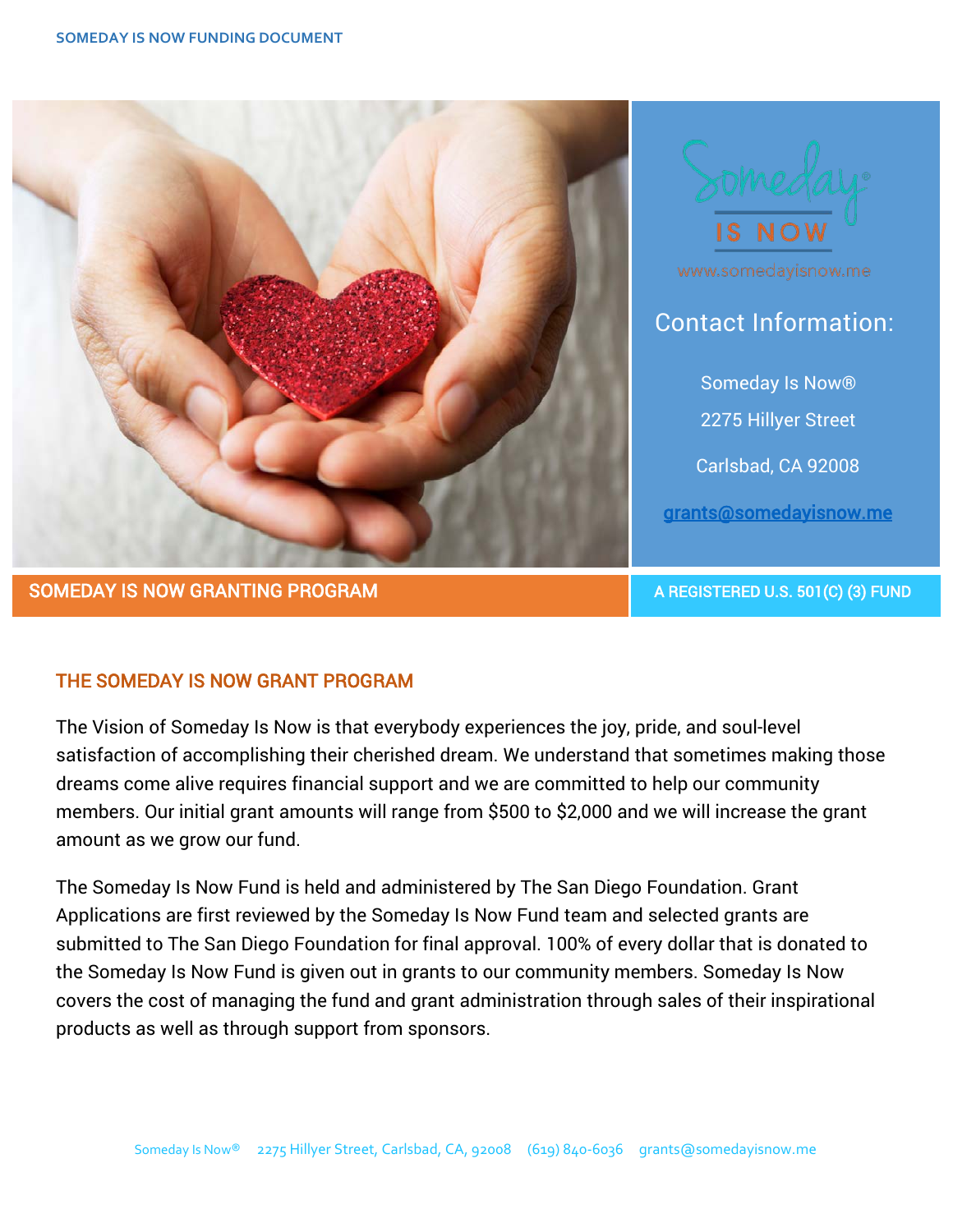SOMEDAY IS NOW FUNDING DOCUMENT

Someday IS NOW

www.somedayisnow.me

## Contact Information:

Someday Is Now®

2275 Hillyer Street

Carlsbad, CA 92008

grants@somedayisnow.me

**SOMEDAY IS NOW GRANTING PROGRAM**

**A REGISTERED U.S. 501(C) (3) FUND**

## THE SOMEDAY IS NOW GRANT PROGRAM

The Vision of Someday Is Now is that everybody experiences the joy, pride, and soul-level satisfaction of accomplishing their cherished dream. We understand that sometimes making those dreams come alive requires financial support and we are committed to help our community members. Our initial grant amounts will range from $500 to $2,000 and we will increase the grant amount as we grow our fund.

The Someday Is Now Fund is held and administered by The San Diego Foundation. Grant Applications are first reviewed by the Someday Is Now Fund team and selected grants are submitted to The San Diego Foundation for final approval. 100% of every dollar that is donated to the Someday Is Now Fund is given out in grants to our community members. Someday Is Now covers the cost of managing the fund and grant administration through sales of their inspirational products as well as through support from sponsors.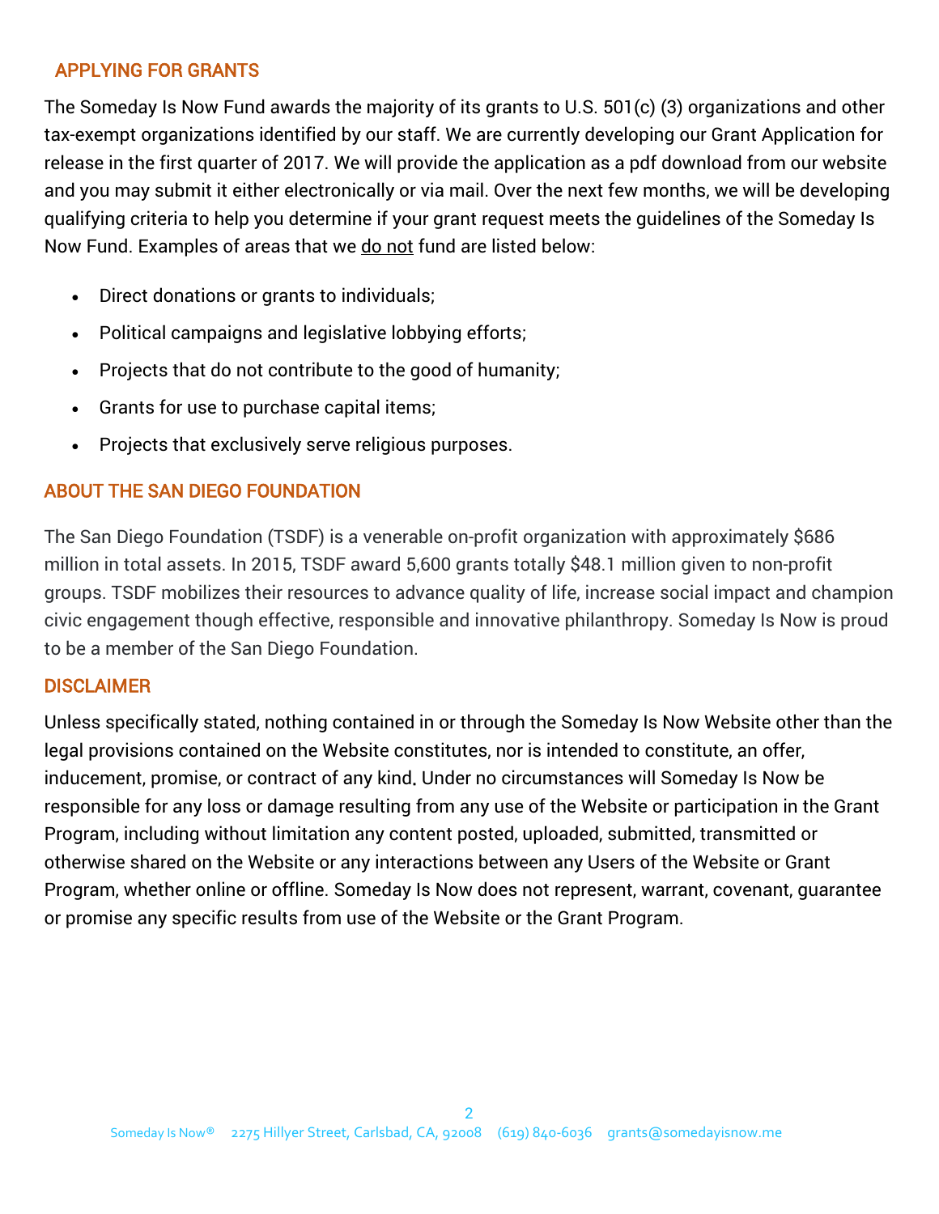## APPLYING FOR GRANTS

The Someday Is Now Fund awards the majority of its grants to U.S. 501(c) (3) organizations and other tax-exempt organizations identified by our staff. We are currently developing our Grant Application for release in the first quarter of 2017. We will provide the application as a pdf download from our website and you may submit it either electronically or via mail. Over the next few months, we will be developing qualifying criteria to help you determine if your grant request meets the guidelines of the Someday Is Now Fund. Examples of areas that we <u>do not</u> fund are listed below:

- Direct donations or grants to individuals;
- Political campaigns and legislative lobbying efforts;
- Projects that do not contribute to the good of humanity;
- Grants for use to purchase capital items;
- Projects that exclusively serve religious purposes.

## ABOUT THE SAN DIEGO FOUNDATION

The San Diego Foundation (TSDF) is a venerable on-profit organization with approximately $686 million in total assets. In 2015, TSDF award 5,600 grants totally $48.1 million given to non-profit groups. TSDF mobilizes their resources to advance quality of life, increase social impact and champion civic engagement though effective, responsible and innovative philanthropy. Someday Is Now is proud to be a member of the San Diego Foundation.

## DISCLAIMER

Unless specifically stated, nothing contained in or through the Someday Is Now Website other than the legal provisions contained on the Website constitutes, nor is intended to constitute, an offer, inducement, promise, or contract of any kind. Under no circumstances will Someday Is Now be responsible for any loss or damage resulting from any use of the Website or participation in the Grant Program, including without limitation any content posted, uploaded, submitted, transmitted or otherwise shared on the Website or any interactions between any Users of the Website or Grant Program, whether online or offline. Someday Is Now does not represent, warrant, covenant, guarantee or promise any specific results from use of the Website or the Grant Program.

Someday Is Now® 2275 Hillyer Street, Carlsbad, CA, 92008 (619) 840-6036 grants@somedayisnow.me